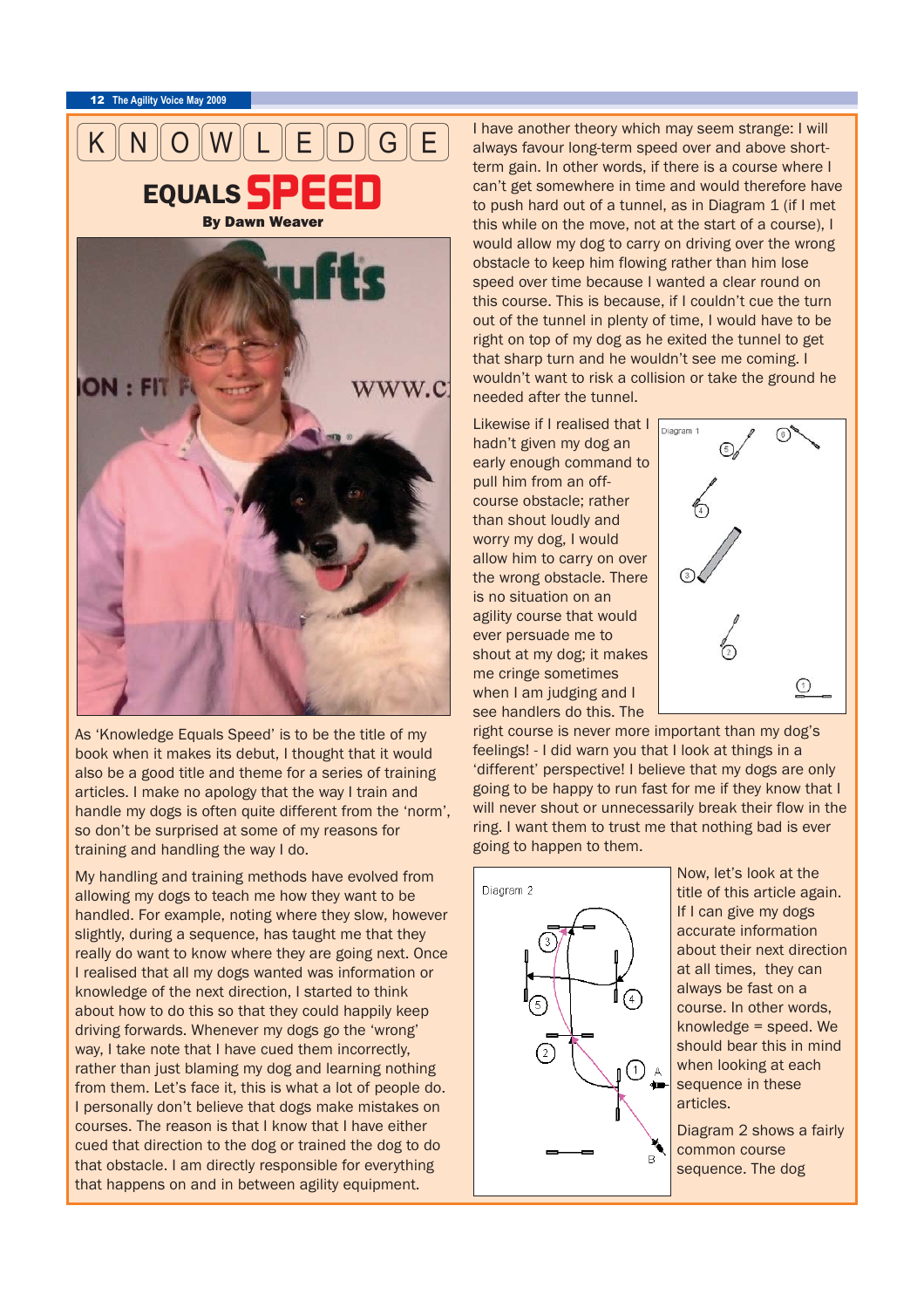# KNOWLEDGE EQUALS SPEED

**By Dawn Weaver**

As 'Knowledge Equals Speed' is to be the title of my book when it makes its debut, I thought that it would also be a good title and theme for a series of training articles. I make no apology that the way I train and handle my dogs is often quite different from the 'norm', so don't be surprised at some of my reasons for training and handling the way I do.

My handling and training methods have evolved from allowing my dogs to teach me how they want to be handled. For example, noting where they slow, however slightly, during a sequence, has taught me that they really do want to know where they are going next. Once I realised that all my dogs wanted was information or knowledge of the next direction, I started to think about how to do this so that they could happily keep driving forwards. Whenever my dogs go the 'wrong' way, I take note that I have cued them incorrectly, rather than just blaming my dog and learning nothing from them. Let's face it, this is what a lot of people do. I personally don't believe that dogs make mistakes on courses. The reason is that I know that I have either cued that direction to the dog or trained the dog to do that obstacle. I am directly responsible for everything that happens on and in between agility equipment.

I have another theory which may seem strange: I will always favour long-term speed over and above short-term gain. In other words, if there is a course where I can't get somewhere in time and would therefore have to push hard out of a tunnel, as in Diagram 1 (if I met this while on the move, not at the start of a course), I would allow my dog to carry on driving over the wrong obstacle to keep him flowing rather than him lose speed over time because I wanted a clear round on this course. This is because, if I couldn't cue the turn out of the tunnel in plenty of time, I would have to be right on top of my dog as he exited the tunnel to get that sharp turn and he wouldn't see me coming. I wouldn't want to risk a collision or take the ground he needed after the tunnel.

Likewise if I realised that I hadn't given my dog an early enough command to pull him from an off-course obstacle; rather than shout loudly and worry my dog, I would allow him to carry on over the wrong obstacle. There is no situation on an agility course that would ever persuade me to shout at my dog; it makes me cringe sometimes when I am judging and I see handlers do this. The right course is never more important than my dog's feelings! - I did warn you that I look at things in a 'different' perspective! I believe that my dogs are only going to be happy to run fast for me if they know that I will never shout or unnecessarily break their flow in the ring. I want them to trust me that nothing bad is ever going to happen to them.

Diagram 1

Diagram 2

Now, let's look at the title of this article again. If I can give my dogs accurate information about their next direction at all times, they can always be fast on a course. In other words, knowledge = speed. We should bear this in mind when looking at each sequence in these articles.

Diagram 2 shows a fairly common course sequence. The dog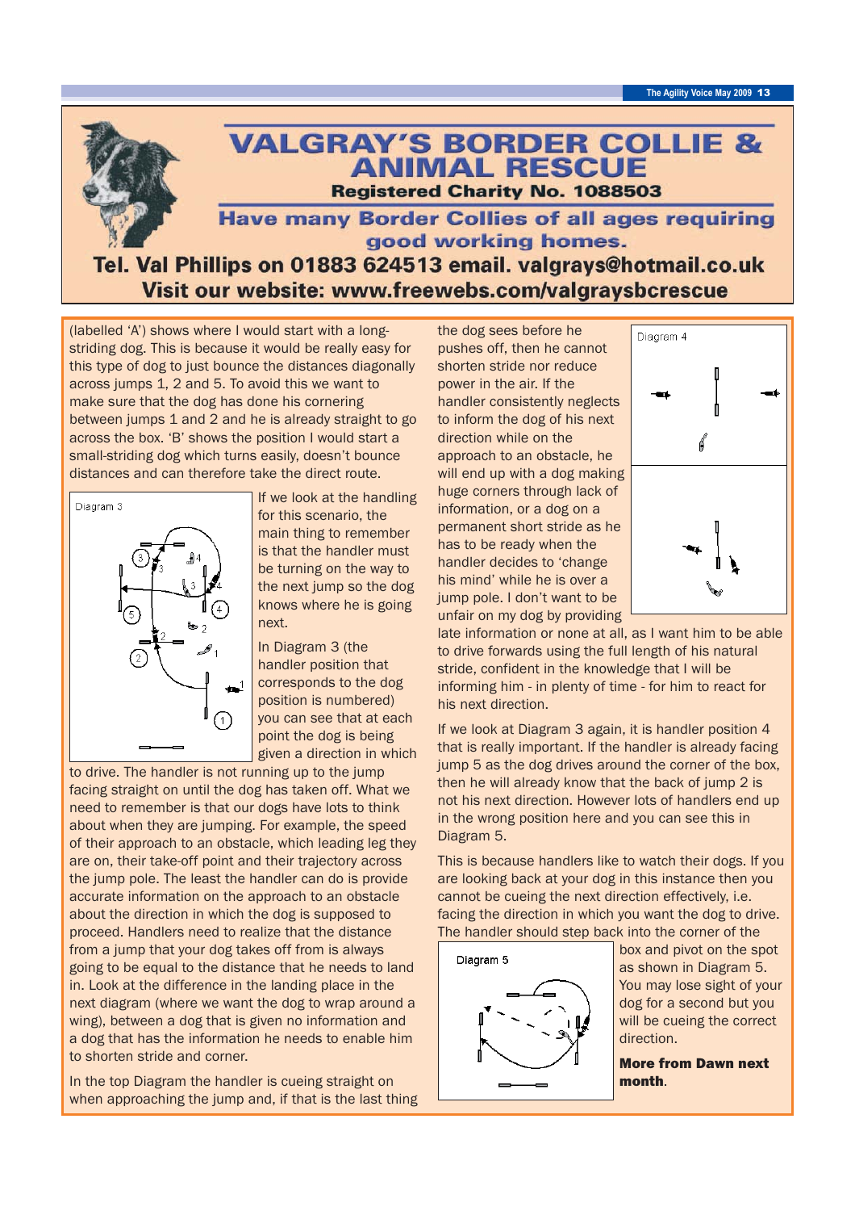# VALGRAY'S BORDER COLLIE & ANIMAL RESCUE

**Registered Charity No. 1088503**

**Have many Border Collies of all ages requiring good working homes.**

**Tel. Val Phillips on 01883 624513 email. valgrays@hotmail.co.uk**

**Visit our website: www.freewebs.com/valgraysbcrescue**

(labelled 'A') shows where I would start with a long-striding dog. This is because it would be really easy for this type of dog to just bounce the distances diagonally across jumps 1, 2 and 5. To avoid this we want to make sure that the dog has done his cornering between jumps 1 and 2 and he is already straight to go across the box. 'B' shows the position I would start a small-striding dog which turns easily, doesn't bounce distances and can therefore take the direct route.

Diagram 3

If we look at the handling for this scenario, the main thing to remember is that the handler must be turning on the way to the next jump so the dog knows where he is going next.

In Diagram 3 (the handler position that corresponds to the dog position is numbered) you can see that at each point the dog is being given a direction in which to drive. The handler is not running up to the jump facing straight on until the dog has taken off. What we need to remember is that our dogs have lots to think about when they are jumping. For example, the speed of their approach to an obstacle, which leading leg they are on, their take-off point and their trajectory across the jump pole. The least the handler can do is provide accurate information on the approach to an obstacle about the direction in which the dog is supposed to proceed. Handlers need to realize that the distance from a jump that your dog takes off from is always going to be equal to the distance that he needs to land in. Look at the difference in the landing place in the next diagram (where we want the dog to wrap around a wing), between a dog that is given no information and a dog that has the information he needs to enable him to shorten stride and corner.

In the top Diagram the handler is cueing straight on when approaching the jump and, if that is the last thing the dog sees before he pushes off, then he cannot shorten stride nor reduce power in the air. If the handler consistently neglects to inform the dog of his next direction while on the approach to an obstacle, he will end up with a dog making huge corners through lack of information, or a dog on a permanent short stride as he has to be ready when the handler decides to 'change his mind' while he is over a jump pole. I don't want to be unfair on my dog by providing late information or none at all, as I want him to be able to drive forwards using the full length of his natural stride, confident in the knowledge that I will be informing him - in plenty of time - for him to react for his next direction.

Diagram 4

If we look at Diagram 3 again, it is handler position 4 that is really important. If the handler is already facing jump 5 as the dog drives around the corner of the box, then he will already know that the back of jump 2 is not his next direction. However lots of handlers end up in the wrong position here and you can see this in Diagram 5.

This is because handlers like to watch their dogs. If you are looking back at your dog in this instance then you cannot be cueing the next direction effectively, i.e. facing the direction in which you want the dog to drive. The handler should step back into the corner of the box and pivot on the spot as shown in Diagram 5. You may lose sight of your dog for a second but you will be cueing the correct direction.

Diagram 5

**More from Dawn next month**.